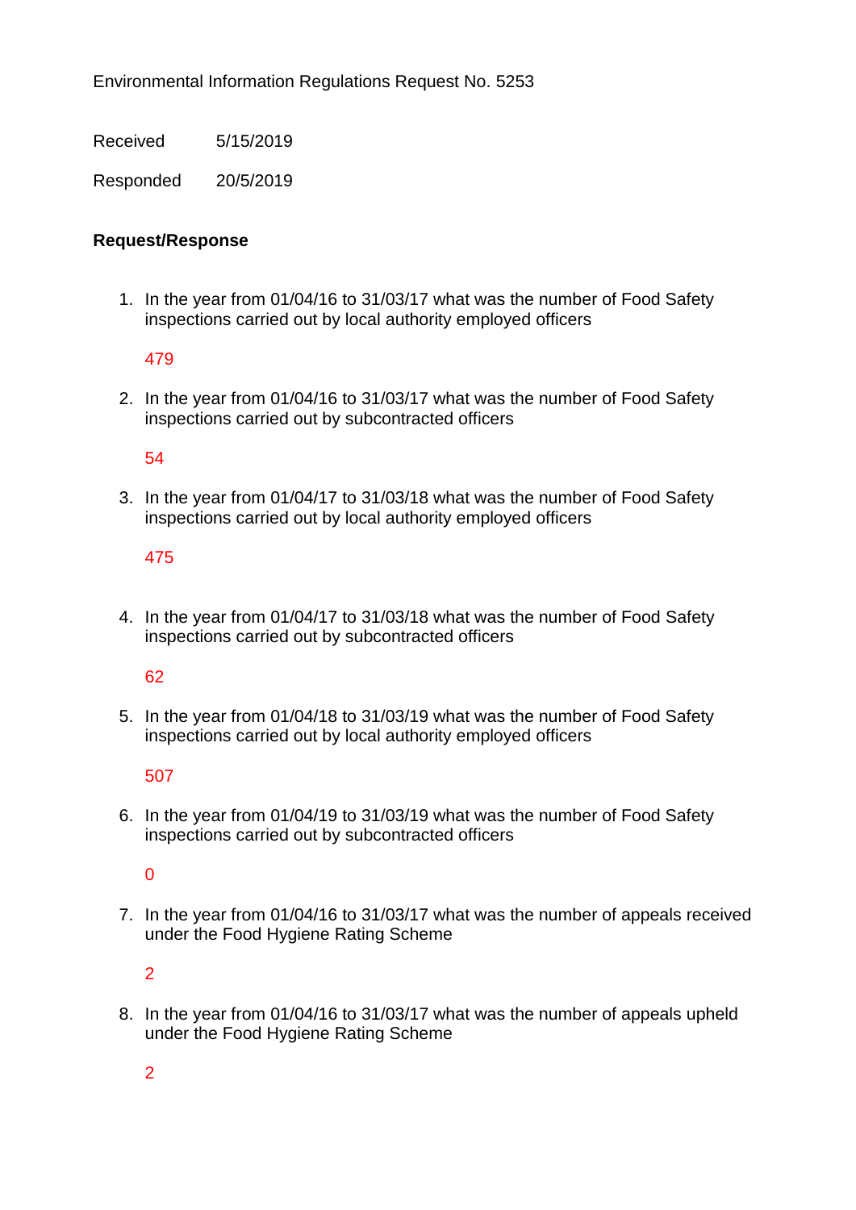Environmental Information Regulations Request No. 5253

Received 5/15/2019

Responded 20/5/2019

**Request/Response**

1. In the year from 01/04/16 to 31/03/17 what was the number of Food Safety inspections carried out by local authority employed officers

   479

2. In the year from 01/04/16 to 31/03/17 what was the number of Food Safety inspections carried out by subcontracted officers

   54

3. In the year from 01/04/17 to 31/03/18 what was the number of Food Safety inspections carried out by local authority employed officers

   475

4. In the year from 01/04/17 to 31/03/18 what was the number of Food Safety inspections carried out by subcontracted officers

   62

5. In the year from 01/04/18 to 31/03/19 what was the number of Food Safety inspections carried out by local authority employed officers

   507

6. In the year from 01/04/19 to 31/03/19 what was the number of Food Safety inspections carried out by subcontracted officers

   0

7. In the year from 01/04/16 to 31/03/17 what was the number of appeals received under the Food Hygiene Rating Scheme

   2

8. In the year from 01/04/16 to 31/03/17 what was the number of appeals upheld under the Food Hygiene Rating Scheme

   2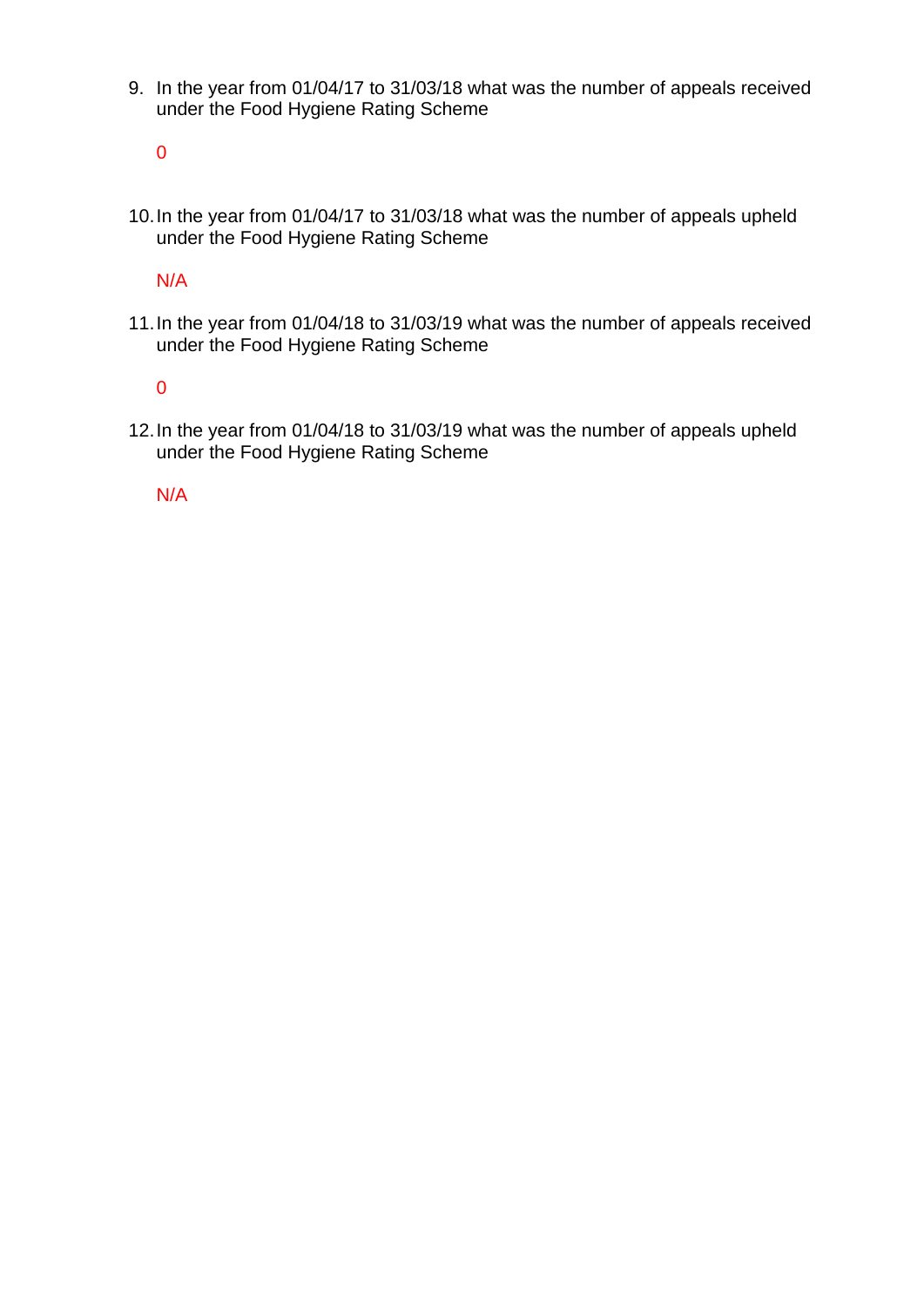9. In the year from 01/04/17 to 31/03/18 what was the number of appeals received under the Food Hygiene Rating Scheme

   0

10. In the year from 01/04/17 to 31/03/18 what was the number of appeals upheld under the Food Hygiene Rating Scheme

    N/A

11. In the year from 01/04/18 to 31/03/19 what was the number of appeals received under the Food Hygiene Rating Scheme

    0

12. In the year from 01/04/18 to 31/03/19 what was the number of appeals upheld under the Food Hygiene Rating Scheme

    N/A